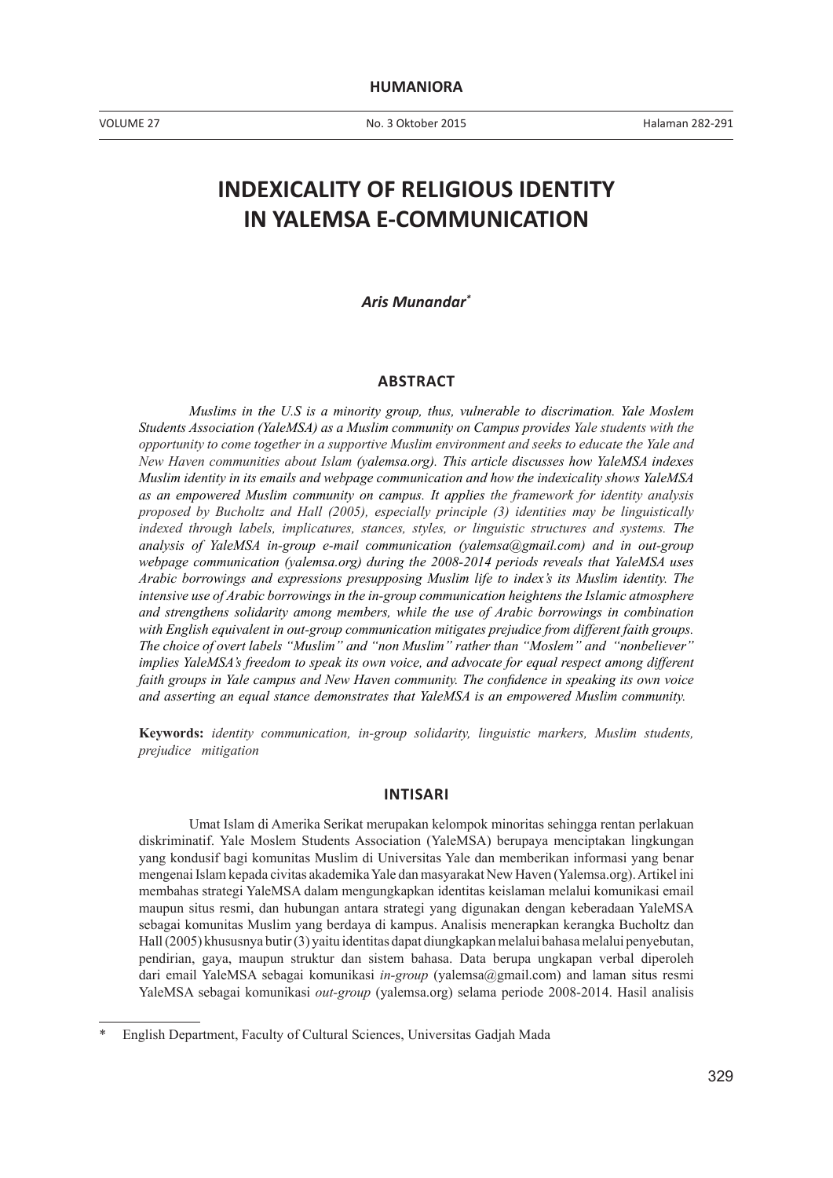# INDEXICALITY OF RELIGIOUS IDENTITY IN YALEMSA E-COMMUNICATION

***Aris Munandar*** [*]

## ABSTRACT

*Muslims in the U.S is a minority group, thus, vulnerable to discrimation. Yale Moslem Students Association (YaleMSA) as a Muslim community on Campus provides Yale students with the opportunity to come together in a supportive Muslim environment and seeks to educate the Yale and New Haven communities about Islam (yalemsa.org). This article discusses how YaleMSA indexes Muslim identity in its emails and webpage communication and how the indexicality shows YaleMSA as an empowered Muslim community on campus. It applies the framework for identity analysis proposed by Bucholtz and Hall (2005), especially principle (3) identities may be linguistically indexed through labels, implicatures, stances, styles, or linguistic structures and systems. The analysis of YaleMSA in-group e-mail communication (yalemsa@gmail.com) and in out-group webpage communication (yalemsa.org) during the 2008-2014 periods reveals that YaleMSA uses Arabic borrowings and expressions presupposing Muslim life to index's its Muslim identity. The intensive use of Arabic borrowings in the in-group communication heightens the Islamic atmosphere and strengthens solidarity among members, while the use of Arabic borrowings in combination with English equivalent in out-group communication mitigates prejudice from different faith groups. The choice of overt labels "Muslim" and "non Muslim" rather than "Moslem" and "nonbeliever" implies YaleMSA's freedom to speak its own voice, and advocate for equal respect among different faith groups in Yale campus and New Haven community. The confidence in speaking its own voice and asserting an equal stance demonstrates that YaleMSA is an empowered Muslim community.*

**Keywords:** *identity communication, in-group solidarity, linguistic markers, Muslim students, prejudice mitigation*

## INTISARI

Umat Islam di Amerika Serikat merupakan kelompok minoritas sehingga rentan perlakuan diskriminatif. Yale Moslem Students Association (YaleMSA) berupaya menciptakan lingkungan yang kondusif bagi komunitas Muslim di Universitas Yale dan memberikan informasi yang benar mengenai Islam kepada civitas akademika Yale dan masyarakat New Haven (Yalemsa.org). Artikel ini membahas strategi YaleMSA dalam mengungkapkan identitas keislaman melalui komunikasi email maupun situs resmi, dan hubungan antara strategi yang digunakan dengan keberadaan YaleMSA sebagai komunitas Muslim yang berdaya di kampus. Analisis menerapkan kerangka Bucholtz dan Hall (2005) khususnya butir (3) yaitu identitas dapat diungkapkan melalui bahasa melalui penyebutan, pendirian, gaya, maupun struktur dan sistem bahasa. Data berupa ungkapan verbal diperoleh dari email YaleMSA sebagai komunikasi *in-group* (yalemsa@gmail.com) and laman situs resmi YaleMSA sebagai komunikasi *out-group* (yalemsa.org) selama periode 2008-2014. Hasil analisis

---

[*] English Department, Faculty of Cultural Sciences, Universitas Gadjah Mada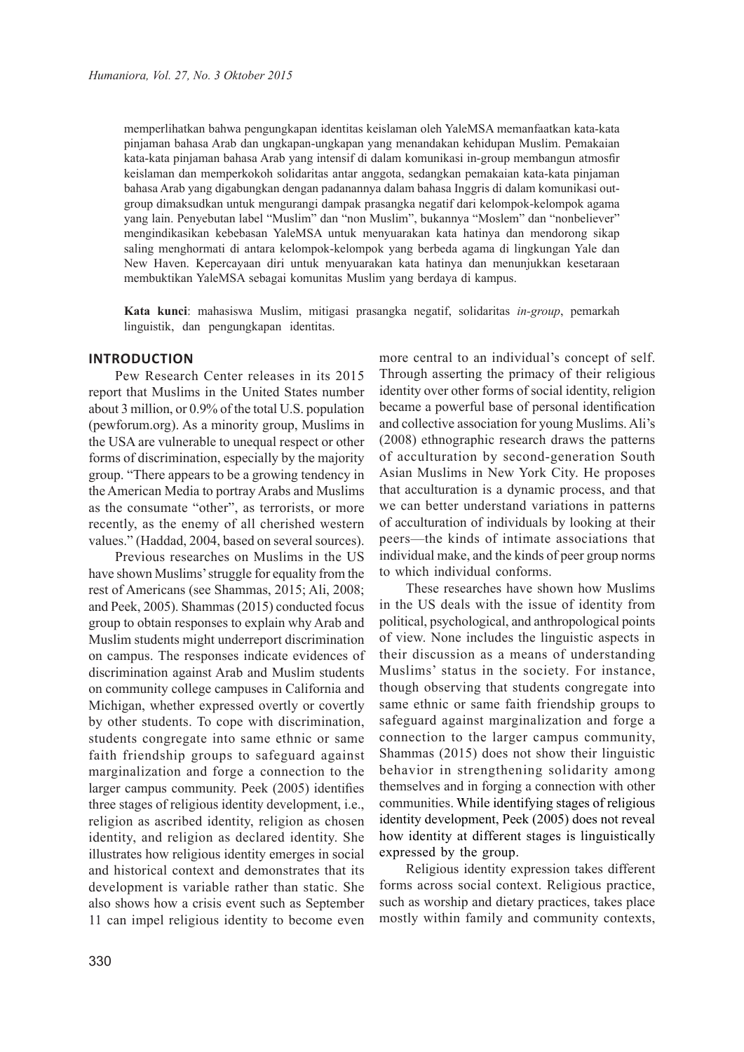memperlihatkan bahwa pengungkapan identitas keislaman oleh YaleMSA memanfaatkan kata-kata pinjaman bahasa Arab dan ungkapan-ungkapan yang menandakan kehidupan Muslim. Pemakaian kata-kata pinjaman bahasa Arab yang intensif di dalam komunikasi in-group membangun atmosfir keislaman dan memperkokoh solidaritas antar anggota, sedangkan pemakaian kata-kata pinjaman bahasa Arab yang digabungkan dengan padanannya dalam bahasa Inggris di dalam komunikasi out-group dimaksudkan untuk mengurangi dampak prasangka negatif dari kelompok-kelompok agama yang lain. Penyebutan label "Muslim" dan "non Muslim", bukannya "Moslem" dan "nonbeliever" mengindikasikan kebebasan YaleMSA untuk menyuarakan kata hatinya dan mendorong sikap saling menghormati di antara kelompok-kelompok yang berbeda agama di lingkungan Yale dan New Haven. Kepercayaan diri untuk menyuarakan kata hatinya dan menunjukkan kesetaraan membuktikan YaleMSA sebagai komunitas Muslim yang berdaya di kampus.

**Kata kunci**: mahasiswa Muslim, mitigasi prasangka negatif, solidaritas *in-group*, pemarkah linguistik, dan pengungkapan identitas.

## INTRODUCTION

Pew Research Center releases in its 2015 report that Muslims in the United States number about 3 million, or 0.9% of the total U.S. population (pewforum.org). As a minority group, Muslims in the USA are vulnerable to unequal respect or other forms of discrimination, especially by the majority group. "There appears to be a growing tendency in the American Media to portray Arabs and Muslims as the consumate "other", as terrorists, or more recently, as the enemy of all cherished western values." (Haddad, 2004, based on several sources).

Previous researches on Muslims in the US have shown Muslims' struggle for equality from the rest of Americans (see Shammas, 2015; Ali, 2008; and Peek, 2005). Shammas (2015) conducted focus group to obtain responses to explain why Arab and Muslim students might underreport discrimination on campus. The responses indicate evidences of discrimination against Arab and Muslim students on community college campuses in California and Michigan, whether expressed overtly or covertly by other students. To cope with discrimination, students congregate into same ethnic or same faith friendship groups to safeguard against marginalization and forge a connection to the larger campus community. Peek (2005) identifies three stages of religious identity development, i.e., religion as ascribed identity, religion as chosen identity, and religion as declared identity. She illustrates how religious identity emerges in social and historical context and demonstrates that its development is variable rather than static. She also shows how a crisis event such as September 11 can impel religious identity to become even more central to an individual's concept of self. Through asserting the primacy of their religious identity over other forms of social identity, religion became a powerful base of personal identification and collective association for young Muslims. Ali's (2008) ethnographic research draws the patterns of acculturation by second-generation South Asian Muslims in New York City. He proposes that acculturation is a dynamic process, and that we can better understand variations in patterns of acculturation of individuals by looking at their peers—the kinds of intimate associations that individual make, and the kinds of peer group norms to which individual conforms.

These researches have shown how Muslims in the US deals with the issue of identity from political, psychological, and anthropological points of view. None includes the linguistic aspects in their discussion as a means of understanding Muslims' status in the society. For instance, though observing that students congregate into same ethnic or same faith friendship groups to safeguard against marginalization and forge a connection to the larger campus community, Shammas (2015) does not show their linguistic behavior in strengthening solidarity among themselves and in forging a connection with other communities. While identifying stages of religious identity development, Peek (2005) does not reveal how identity at different stages is linguistically expressed by the group.

Religious identity expression takes different forms across social context. Religious practice, such as worship and dietary practices, takes place mostly within family and community contexts,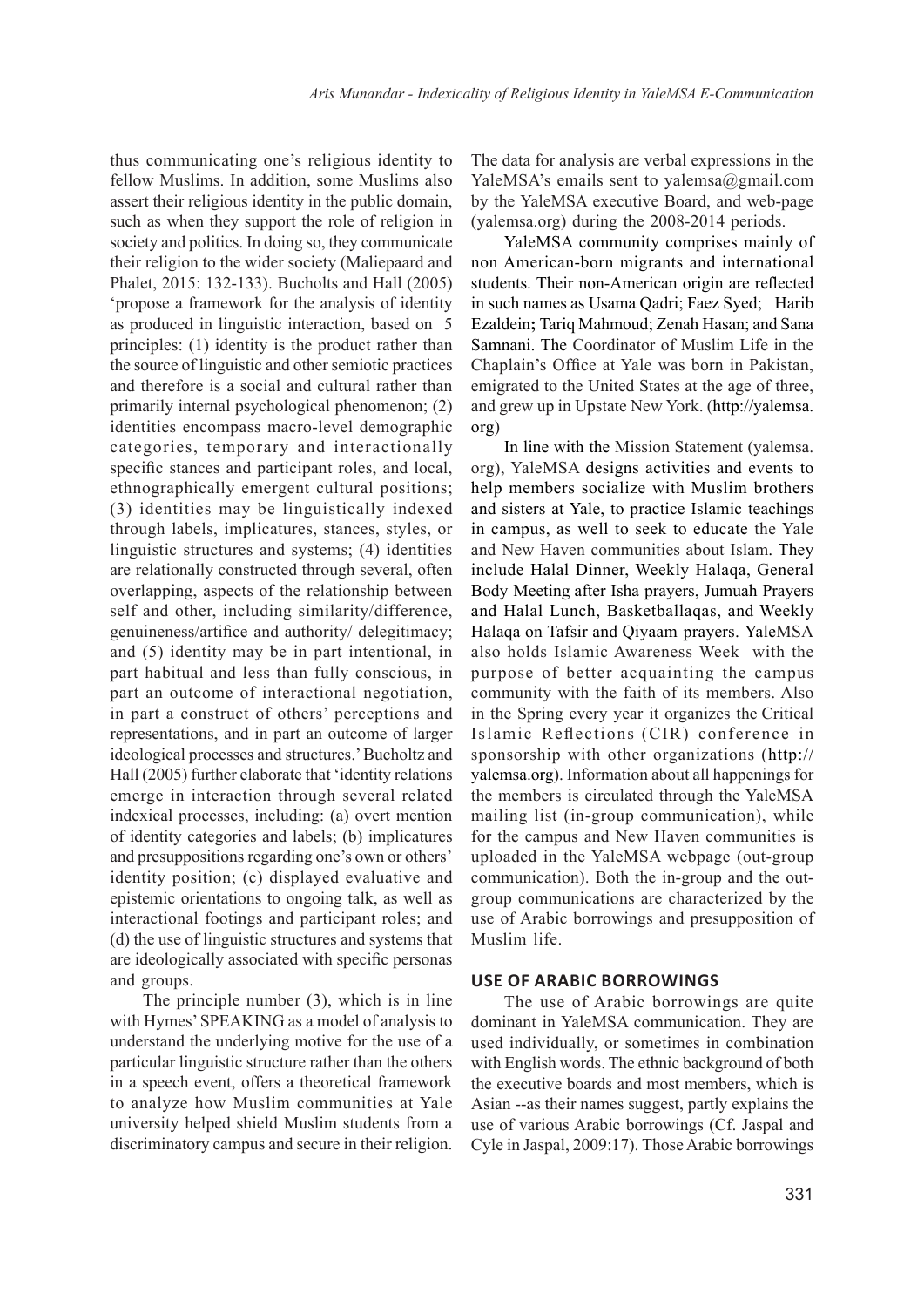thus communicating one's religious identity to fellow Muslims. In addition, some Muslims also assert their religious identity in the public domain, such as when they support the role of religion in society and politics. In doing so, they communicate their religion to the wider society (Maliepaard and Phalet, 2015: 132-133). Bucholts and Hall (2005) 'propose a framework for the analysis of identity as produced in linguistic interaction, based on 5 principles: (1) identity is the product rather than the source of linguistic and other semiotic practices and therefore is a social and cultural rather than primarily internal psychological phenomenon; (2) identities encompass macro-level demographic categories, temporary and interactionally specific stances and participant roles, and local, ethnographically emergent cultural positions; (3) identities may be linguistically indexed through labels, implicatures, stances, styles, or linguistic structures and systems; (4) identities are relationally constructed through several, often overlapping, aspects of the relationship between self and other, including similarity/difference, genuineness/artifice and authority/ delegitimacy; and (5) identity may be in part intentional, in part habitual and less than fully conscious, in part an outcome of interactional negotiation, in part a construct of others' perceptions and representations, and in part an outcome of larger ideological processes and structures.' Bucholtz and Hall (2005) further elaborate that 'identity relations emerge in interaction through several related indexical processes, including: (a) overt mention of identity categories and labels; (b) implicatures and presuppositions regarding one's own or others' identity position; (c) displayed evaluative and epistemic orientations to ongoing talk, as well as interactional footings and participant roles; and (d) the use of linguistic structures and systems that are ideologically associated with specific personas and groups.

The principle number (3), which is in line with Hymes' SPEAKING as a model of analysis to understand the underlying motive for the use of a particular linguistic structure rather than the others in a speech event, offers a theoretical framework to analyze how Muslim communities at Yale university helped shield Muslim students from a discriminatory campus and secure in their religion. The data for analysis are verbal expressions in the YaleMSA's emails sent to yalemsa@gmail.com by the YaleMSA executive Board, and web-page (yalemsa.org) during the 2008-2014 periods.

YaleMSA community comprises mainly of non American-born migrants and international students. Their non-American origin are reflected in such names as Usama Qadri; Faez Syed; Harib Ezaldein**;** Tariq Mahmoud; Zenah Hasan; and Sana Samnani. The Coordinator of Muslim Life in the Chaplain's Office at Yale was born in Pakistan, emigrated to the United States at the age of three, and grew up in Upstate New York. (http://yalemsa.org)

In line with the Mission Statement (yalemsa.org), YaleMSA designs activities and events to help members socialize with Muslim brothers and sisters at Yale, to practice Islamic teachings in campus, as well to seek to educate the Yale and New Haven communities about Islam. They include Halal Dinner, Weekly Halaqa, General Body Meeting after Isha prayers, Jumuah Prayers and Halal Lunch, Basketballaqas, and Weekly Halaqa on Tafsir and Qiyaam prayers. YaleMSA also holds Islamic Awareness Week with the purpose of better acquainting the campus community with the faith of its members. Also in the Spring every year it organizes the Critical Islamic Reflections (CIR) conference in sponsorship with other organizations (http://yalemsa.org). Information about all happenings for the members is circulated through the YaleMSA mailing list (in-group communication), while for the campus and New Haven communities is uploaded in the YaleMSA webpage (out-group communication). Both the in-group and the out-group communications are characterized by the use of Arabic borrowings and presupposition of Muslim life.

## USE OF ARABIC BORROWINGS

The use of Arabic borrowings are quite dominant in YaleMSA communication. They are used individually, or sometimes in combination with English words. The ethnic background of both the executive boards and most members, which is Asian --as their names suggest, partly explains the use of various Arabic borrowings (Cf. Jaspal and Cyle in Jaspal, 2009:17). Those Arabic borrowings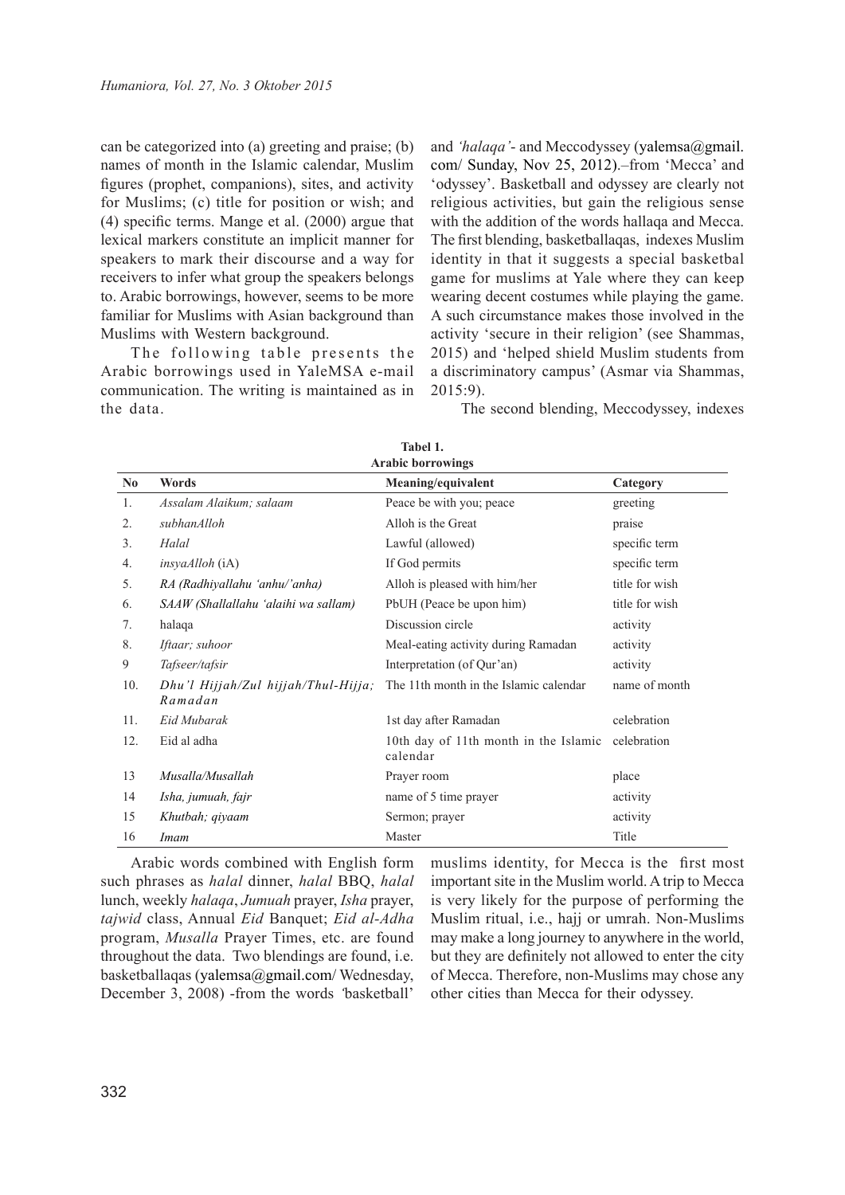can be categorized into (a) greeting and praise; (b) names of month in the Islamic calendar, Muslim figures (prophet, companions), sites, and activity for Muslims; (c) title for position or wish; and (4) specific terms. Mange et al. (2000) argue that lexical markers constitute an implicit manner for speakers to mark their discourse and a way for receivers to infer what group the speakers belongs to. Arabic borrowings, however, seems to be more familiar for Muslims with Asian background than Muslims with Western background.

The following table presents the Arabic borrowings used in YaleMSA e-mail communication. The writing is maintained as in the data.

**Tabel 1.**
**Arabic borrowings**

| No | Words | Meaning/equivalent | Category |
|---|---|---|---|
| 1. | *Assalam Alaikum; salaam* | Peace be with you; peace | greeting |
| 2. | *subhanAlloh* | Alloh is the Great | praise |
| 3. | *Halal* | Lawful (allowed) | specific term |
| 4. | *insyaAlloh* (iA) | If God permits | specific term |
| 5. | *RA (Radhiyallahu 'anhu/'anha)* | Alloh is pleased with him/her | title for wish |
| 6. | *SAAW (Shallallahu 'alaihi wa sallam)* | PbUH (Peace be upon him) | title for wish |
| 7. | halaqa | Discussion circle | activity |
| 8. | *Iftaar; suhoor* | Meal-eating activity during Ramadan | activity |
| 9 | *Tafseer/tafsir* | Interpretation (of Qur'an) | activity |
| 10. | *Dhu'l Hijjah/Zul hijjah/Thul-Hijja; Ramadan* | The 11th month in the Islamic calendar | name of month |
| 11. | *Eid Mubarak* | 1st day after Ramadan | celebration |
| 12. | Eid al adha | 10th day of 11th month in the Islamic calendar | celebration |
| 13 | *Musalla/Musallah* | Prayer room | place |
| 14 | *Isha, jumuah, fajr* | name of 5 time prayer | activity |
| 15 | *Khutbah; qiyaam* | Sermon; prayer | activity |
| 16 | *Imam* | Master | Title |

Arabic words combined with English form such phrases as *halal* dinner, *halal* BBQ, *halal* lunch, weekly *halaqa*, *Jumuah* prayer, *Isha* prayer, *tajwid* class, Annual *Eid* Banquet; *Eid al-Adha* program, *Musalla* Prayer Times, etc. are found throughout the data. Two blendings are found, i.e. basketballaqas (yalemsa@gmail.com/ Wednesday, December 3, 2008) -from the words *'*basketball' and *'halaqa'*- and Meccodyssey (yalemsa@gmail.com/ Sunday, Nov 25, 2012).–from 'Mecca' and 'odyssey'. Basketball and odyssey are clearly not religious activities, but gain the religious sense with the addition of the words hallaqa and Mecca. The first blending, basketballaqas, indexes Muslim identity in that it suggests a special basketbal game for muslims at Yale where they can keep wearing decent costumes while playing the game. A such circumstance makes those involved in the activity 'secure in their religion' (see Shammas, 2015) and 'helped shield Muslim students from a discriminatory campus' (Asmar via Shammas, 2015:9).

The second blending, Meccodyssey, indexes muslims identity, for Mecca is the first most important site in the Muslim world. A trip to Mecca is very likely for the purpose of performing the Muslim ritual, i.e., hajj or umrah. Non-Muslims may make a long journey to anywhere in the world, but they are definitely not allowed to enter the city of Mecca. Therefore, non-Muslims may chose any other cities than Mecca for their odyssey.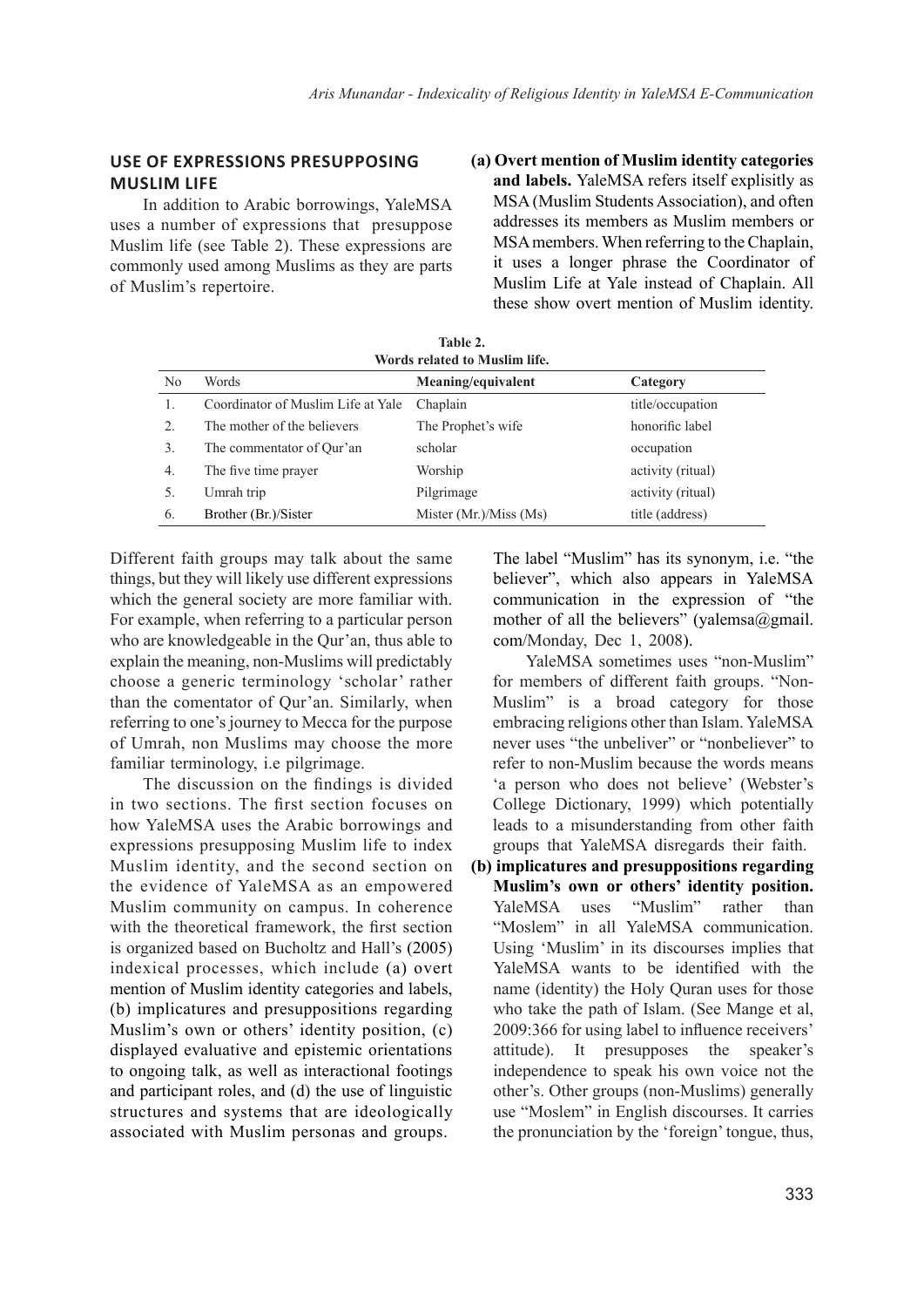## USE OF EXPRESSIONS PRESUPPOSING MUSLIM LIFE

In addition to Arabic borrowings, YaleMSA uses a number of expressions that presuppose Muslim life (see Table 2). These expressions are commonly used among Muslims as they are parts of Muslim's repertoire.

**Table 2.**
**Words related to Muslim life.**

| No | Words | Meaning/equivalent | Category |
|---|---|---|---|
| 1. | Coordinator of Muslim Life at Yale | Chaplain | title/occupation |
| 2. | The mother of the believers | The Prophet's wife | honorific label |
| 3. | The commentator of Qur'an | scholar | occupation |
| 4. | The five time prayer | Worship | activity (ritual) |
| 5. | Umrah trip | Pilgrimage | activity (ritual) |
| 6. | Brother (Br.)/Sister | Mister (Mr.)/Miss (Ms) | title (address) |

Different faith groups may talk about the same things, but they will likely use different expressions which the general society are more familiar with. For example, when referring to a particular person who are knowledgeable in the Qur'an, thus able to explain the meaning, non-Muslims will predictably choose a generic terminology 'scholar' rather than the comentator of Qur'an. Similarly, when referring to one's journey to Mecca for the purpose of Umrah, non Muslims may choose the more familiar terminology, i.e pilgrimage.

The discussion on the findings is divided in two sections. The first section focuses on how YaleMSA uses the Arabic borrowings and expressions presupposing Muslim life to index Muslim identity, and the second section on the evidence of YaleMSA as an empowered Muslim community on campus. In coherence with the theoretical framework, the first section is organized based on Bucholtz and Hall's (2005) indexical processes, which include (a) overt mention of Muslim identity categories and labels, (b) implicatures and presuppositions regarding Muslim's own or others' identity position, (c) displayed evaluative and epistemic orientations to ongoing talk, as well as interactional footings and participant roles, and (d) the use of linguistic structures and systems that are ideologically associated with Muslim personas and groups.

**(a) Overt mention of Muslim identity categories and labels.** YaleMSA refers itself explisitly as MSA (Muslim Students Association), and often addresses its members as Muslim members or MSA members. When referring to the Chaplain, it uses a longer phrase the Coordinator of Muslim Life at Yale instead of Chaplain. All these show overt mention of Muslim identity. The label "Muslim" has its synonym, i.e. "the believer", which also appears in YaleMSA communication in the expression of "the mother of all the believers" (yalemsa@gmail.com/Monday, Dec 1, 2008).

YaleMSA sometimes uses "non-Muslim" for members of different faith groups. "Non-Muslim" is a broad category for those embracing religions other than Islam. YaleMSA never uses "the unbeliver" or "nonbeliever" to refer to non-Muslim because the words means 'a person who does not believe' (Webster's College Dictionary, 1999) which potentially leads to a misunderstanding from other faith groups that YaleMSA disregards their faith.

**(b) implicatures and presuppositions regarding Muslim's own or others' identity position.** YaleMSA uses "Muslim" rather than "Moslem" in all YaleMSA communication. Using 'Muslim' in its discourses implies that YaleMSA wants to be identified with the name (identity) the Holy Quran uses for those who take the path of Islam. (See Mange et al, 2009:366 for using label to influence receivers' attitude). It presupposes the speaker's independence to speak his own voice not the other's. Other groups (non-Muslims) generally use "Moslem" in English discourses. It carries the pronunciation by the 'foreign' tongue, thus,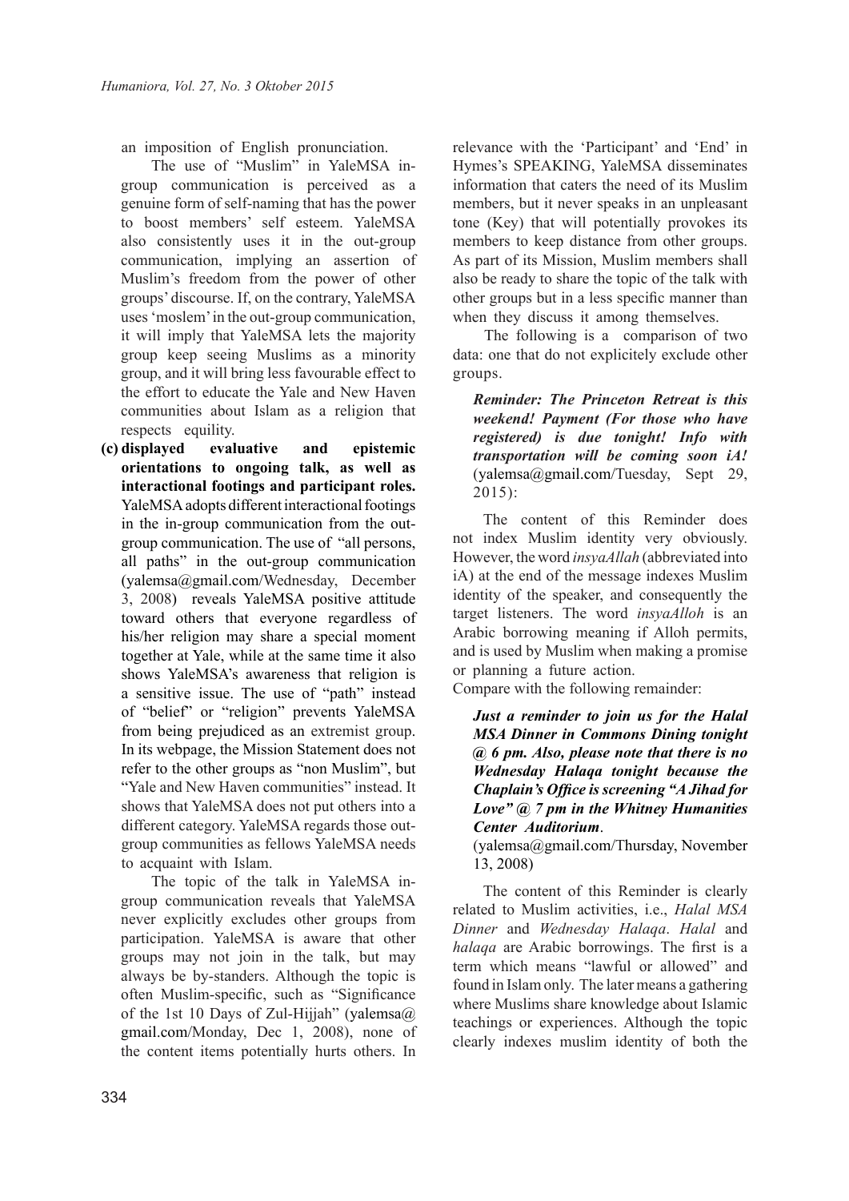an imposition of English pronunciation.

The use of "Muslim" in YaleMSA in-group communication is perceived as a genuine form of self-naming that has the power to boost members' self esteem. YaleMSA also consistently uses it in the out-group communication, implying an assertion of Muslim's freedom from the power of other groups' discourse. If, on the contrary, YaleMSA uses 'moslem' in the out-group communication, it will imply that YaleMSA lets the majority group keep seeing Muslims as a minority group, and it will bring less favourable effect to the effort to educate the Yale and New Haven communities about Islam as a religion that respects equility.

**(c) displayed evaluative and epistemic orientations to ongoing talk, as well as interactional footings and participant roles.** YaleMSA adopts different interactional footings in the in-group communication from the out-group communication. The use of "all persons, all paths" in the out-group communication (yalemsa@gmail.com/Wednesday, December 3, 2008) reveals YaleMSA positive attitude toward others that everyone regardless of his/her religion may share a special moment together at Yale, while at the same time it also shows YaleMSA's awareness that religion is a sensitive issue. The use of "path" instead of "belief" or "religion" prevents YaleMSA from being prejudiced as an extremist group. In its webpage, the Mission Statement does not refer to the other groups as "non Muslim", but "Yale and New Haven communities" instead. It shows that YaleMSA does not put others into a different category. YaleMSA regards those out-group communities as fellows YaleMSA needs to acquaint with Islam.

The topic of the talk in YaleMSA in-group communication reveals that YaleMSA never explicitly excludes other groups from participation. YaleMSA is aware that other groups may not join in the talk, but may always be by-standers. Although the topic is often Muslim-specific, such as "Significance of the 1st 10 Days of Zul-Hijjah" (yalemsa@gmail.com/Monday, Dec 1, 2008), none of the content items potentially hurts others. In relevance with the 'Participant' and 'End' in Hymes's SPEAKING, YaleMSA disseminates information that caters the need of its Muslim members, but it never speaks in an unpleasant tone (Key) that will potentially provokes its members to keep distance from other groups. As part of its Mission, Muslim members shall also be ready to share the topic of the talk with other groups but in a less specific manner than when they discuss it among themselves.

The following is a comparison of two data: one that do not explicitely exclude other groups.

> ***Reminder: The Princeton Retreat is this weekend! Payment (For those who have registered) is due tonight! Info with transportation will be coming soon iA!*** (yalemsa@gmail.com/Tuesday, Sept 29, 2015):

The content of this Reminder does not index Muslim identity very obviously. However, the word *insyaAllah* (abbreviated into iA) at the end of the message indexes Muslim identity of the speaker, and consequently the target listeners. The word *insyaAlloh* is an Arabic borrowing meaning if Alloh permits, and is used by Muslim when making a promise or planning a future action.

Compare with the following remainder:

> ***Just a reminder to join us for the Halal MSA Dinner in Commons Dining tonight @ 6 pm. Also, please note that there is no Wednesday Halaqa tonight because the Chaplain's Office is screening "A Jihad for Love" @ 7 pm in the Whitney Humanities Center Auditorium*.**
> (yalemsa@gmail.com/Thursday, November 13, 2008)

The content of this Reminder is clearly related to Muslim activities, i.e., *Halal MSA Dinner* and *Wednesday Halaqa*. *Halal* and *halaqa* are Arabic borrowings. The first is a term which means "lawful or allowed" and found in Islam only. The later means a gathering where Muslims share knowledge about Islamic teachings or experiences. Although the topic clearly indexes muslim identity of both the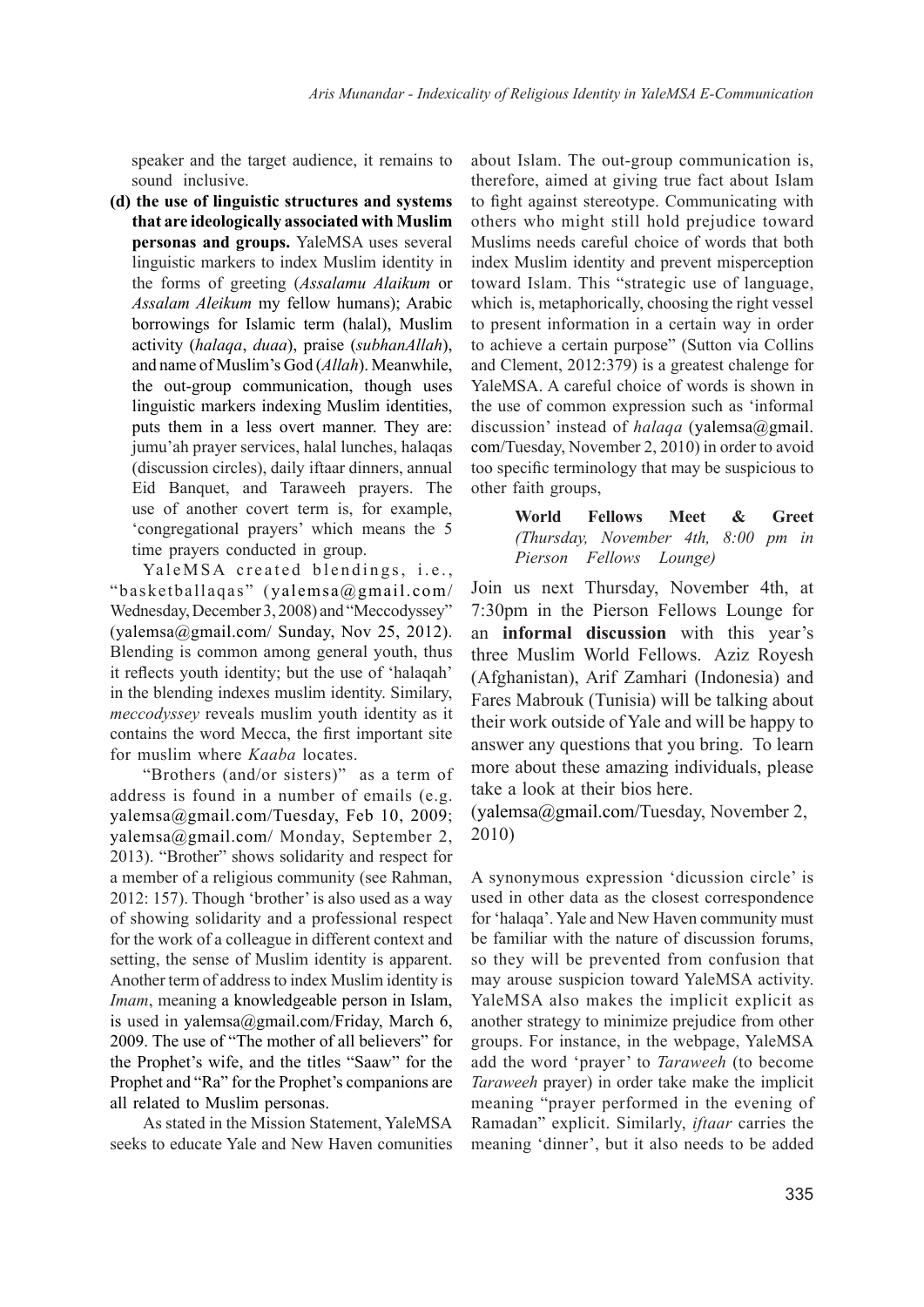speaker and the target audience, it remains to sound inclusive.

**(d) the use of linguistic structures and systems that are ideologically associated with Muslim personas and groups.** YaleMSA uses several linguistic markers to index Muslim identity in the forms of greeting (*Assalamu Alaikum* or *Assalam Aleikum* my fellow humans); Arabic borrowings for Islamic term (halal), Muslim activity (*halaqa*, *duaa*), praise (*subhanAllah*), and name of Muslim's God (*Allah*). Meanwhile, the out-group communication, though uses linguistic markers indexing Muslim identities, puts them in a less overt manner. They are: jumu'ah prayer services, halal lunches, halaqas (discussion circles), daily iftaar dinners, annual Eid Banquet, and Taraweeh prayers. The use of another covert term is, for example, 'congregational prayers' which means the 5 time prayers conducted in group.

YaleMSA created blendings, i.e., "basketballaqas" (yalemsa@gmail.com/ Wednesday, December 3, 2008) and "Meccodyssey" (yalemsa@gmail.com/ Sunday, Nov 25, 2012). Blending is common among general youth, thus it reflects youth identity; but the use of 'halaqah' in the blending indexes muslim identity. Similary, *meccodyssey* reveals muslim youth identity as it contains the word Mecca, the first important site for muslim where *Kaaba* locates.

"Brothers (and/or sisters)" as a term of address is found in a number of emails (e.g. yalemsa@gmail.com/Tuesday, Feb 10, 2009; yalemsa@gmail.com/ Monday, September 2, 2013). "Brother" shows solidarity and respect for a member of a religious community (see Rahman, 2012: 157). Though 'brother' is also used as a way of showing solidarity and a professional respect for the work of a colleague in different context and setting, the sense of Muslim identity is apparent. Another term of address to index Muslim identity is *Imam*, meaning a knowledgeable person in Islam, is used in yalemsa@gmail.com/Friday, March 6, 2009. The use of "The mother of all believers" for the Prophet's wife, and the titles "Saaw" for the Prophet and "Ra" for the Prophet's companions are all related to Muslim personas.

As stated in the Mission Statement, YaleMSA seeks to educate Yale and New Haven comunities about Islam. The out-group communication is, therefore, aimed at giving true fact about Islam to fight against stereotype. Communicating with others who might still hold prejudice toward Muslims needs careful choice of words that both index Muslim identity and prevent misperception toward Islam. This "strategic use of language, which is, metaphorically, choosing the right vessel to present information in a certain way in order to achieve a certain purpose" (Sutton via Collins and Clement, 2012:379) is a greatest chalenge for YaleMSA. A careful choice of words is shown in the use of common expression such as 'informal discussion' instead of *halaqa* (yalemsa@gmail.com/Tuesday, November 2, 2010) in order to avoid too specific terminology that may be suspicious to other faith groups,

> **World Fellows Meet & Greet** *(Thursday, November 4th, 8:00 pm in Pierson Fellows Lounge)*

Join us next Thursday, November 4th, at 7:30pm in the Pierson Fellows Lounge for an **informal discussion** with this year's three Muslim World Fellows. Aziz Royesh (Afghanistan), Arif Zamhari (Indonesia) and Fares Mabrouk (Tunisia) will be talking about their work outside of Yale and will be happy to answer any questions that you bring. To learn more about these amazing individuals, please take a look at their bios here.

(yalemsa@gmail.com/Tuesday, November 2, 2010)

A synonymous expression 'dicussion circle' is used in other data as the closest correspondence for 'halaqa'. Yale and New Haven community must be familiar with the nature of discussion forums, so they will be prevented from confusion that may arouse suspicion toward YaleMSA activity. YaleMSA also makes the implicit explicit as another strategy to minimize prejudice from other groups. For instance, in the webpage, YaleMSA add the word 'prayer' to *Taraweeh* (to become *Taraweeh* prayer) in order take make the implicit meaning "prayer performed in the evening of Ramadan" explicit. Similarly, *iftaar* carries the meaning 'dinner', but it also needs to be added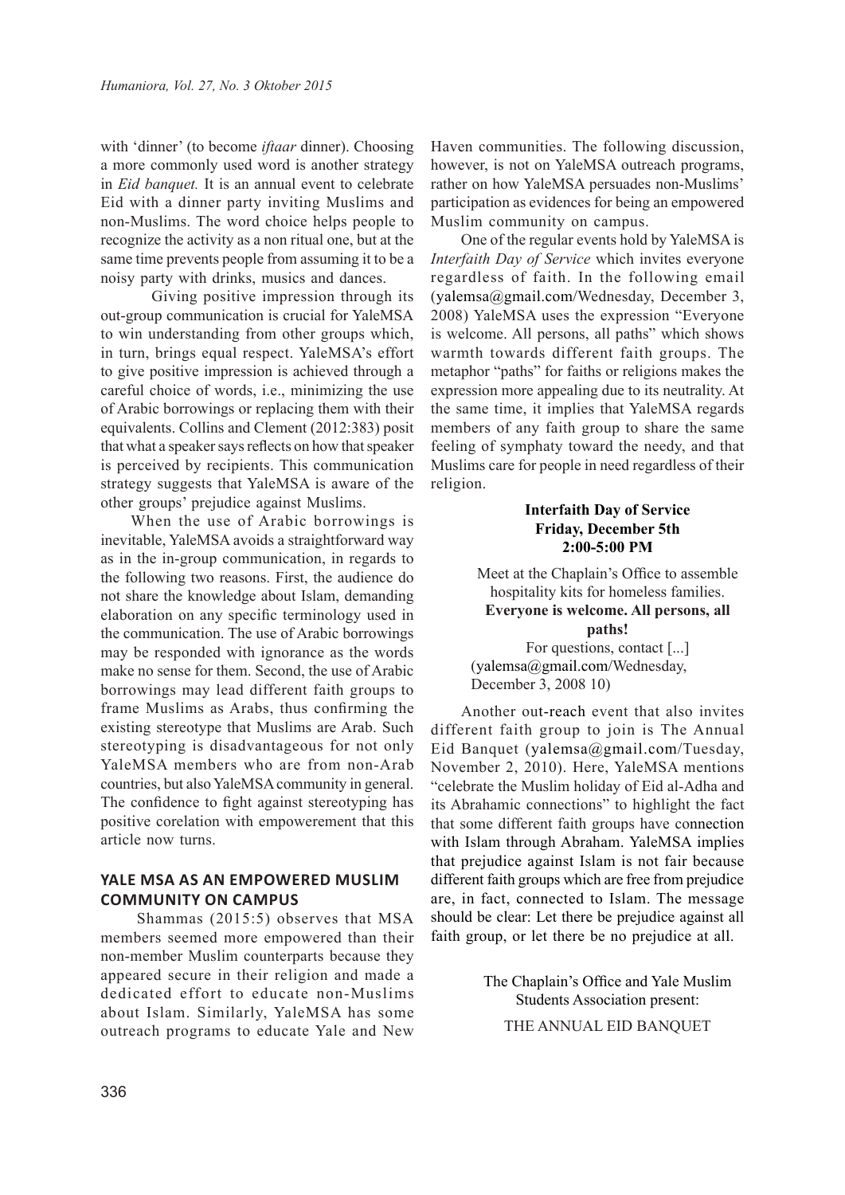with 'dinner' (to become *iftaar* dinner). Choosing a more commonly used word is another strategy in *Eid banquet.* It is an annual event to celebrate Eid with a dinner party inviting Muslims and non-Muslims. The word choice helps people to recognize the activity as a non ritual one, but at the same time prevents people from assuming it to be a noisy party with drinks, musics and dances.

Giving positive impression through its out-group communication is crucial for YaleMSA to win understanding from other groups which, in turn, brings equal respect. YaleMSA's effort to give positive impression is achieved through a careful choice of words, i.e., minimizing the use of Arabic borrowings or replacing them with their equivalents. Collins and Clement (2012:383) posit that what a speaker says reflects on how that speaker is perceived by recipients. This communication strategy suggests that YaleMSA is aware of the other groups' prejudice against Muslims.

When the use of Arabic borrowings is inevitable, YaleMSA avoids a straightforward way as in the in-group communication, in regards to the following two reasons. First, the audience do not share the knowledge about Islam, demanding elaboration on any specific terminology used in the communication. The use of Arabic borrowings may be responded with ignorance as the words make no sense for them. Second, the use of Arabic borrowings may lead different faith groups to frame Muslims as Arabs, thus confirming the existing stereotype that Muslims are Arab. Such stereotyping is disadvantageous for not only YaleMSA members who are from non-Arab countries, but also YaleMSA community in general. The confidence to fight against stereotyping has positive corelation with empowerement that this article now turns.

## YALE MSA AS AN EMPOWERED MUSLIM COMMUNITY ON CAMPUS

Shammas (2015:5) observes that MSA members seemed more empowered than their non-member Muslim counterparts because they appeared secure in their religion and made a dedicated effort to educate non-Muslims about Islam. Similarly, YaleMSA has some outreach programs to educate Yale and New Haven communities. The following discussion, however, is not on YaleMSA outreach programs, rather on how YaleMSA persuades non-Muslims' participation as evidences for being an empowered Muslim community on campus.

One of the regular events hold by YaleMSA is *Interfaith Day of Service* which invites everyone regardless of faith. In the following email (yalemsa@gmail.com/Wednesday, December 3, 2008) YaleMSA uses the expression "Everyone is welcome. All persons, all paths" which shows warmth towards different faith groups. The metaphor "paths" for faiths or religions makes the expression more appealing due to its neutrality. At the same time, it implies that YaleMSA regards members of any faith group to share the same feeling of symphaty toward the needy, and that Muslims care for people in need regardless of their religion.

**Interfaith Day of Service**
**Friday, December 5th**
**2:00-5:00 PM**

Meet at the Chaplain's Office to assemble hospitality kits for homeless families.
**Everyone is welcome. All persons, all paths!**
For questions, contact [...]
(yalemsa@gmail.com/Wednesday, December 3, 2008 10)

Another out-reach event that also invites different faith group to join is The Annual Eid Banquet (yalemsa@gmail.com/Tuesday, November 2, 2010). Here, YaleMSA mentions "celebrate the Muslim holiday of Eid al-Adha and its Abrahamic connections" to highlight the fact that some different faith groups have connection with Islam through Abraham. YaleMSA implies that prejudice against Islam is not fair because different faith groups which are free from prejudice are, in fact, connected to Islam. The message should be clear: Let there be prejudice against all faith group, or let there be no prejudice at all.

The Chaplain's Office and Yale Muslim Students Association present:

THE ANNUAL EID BANQUET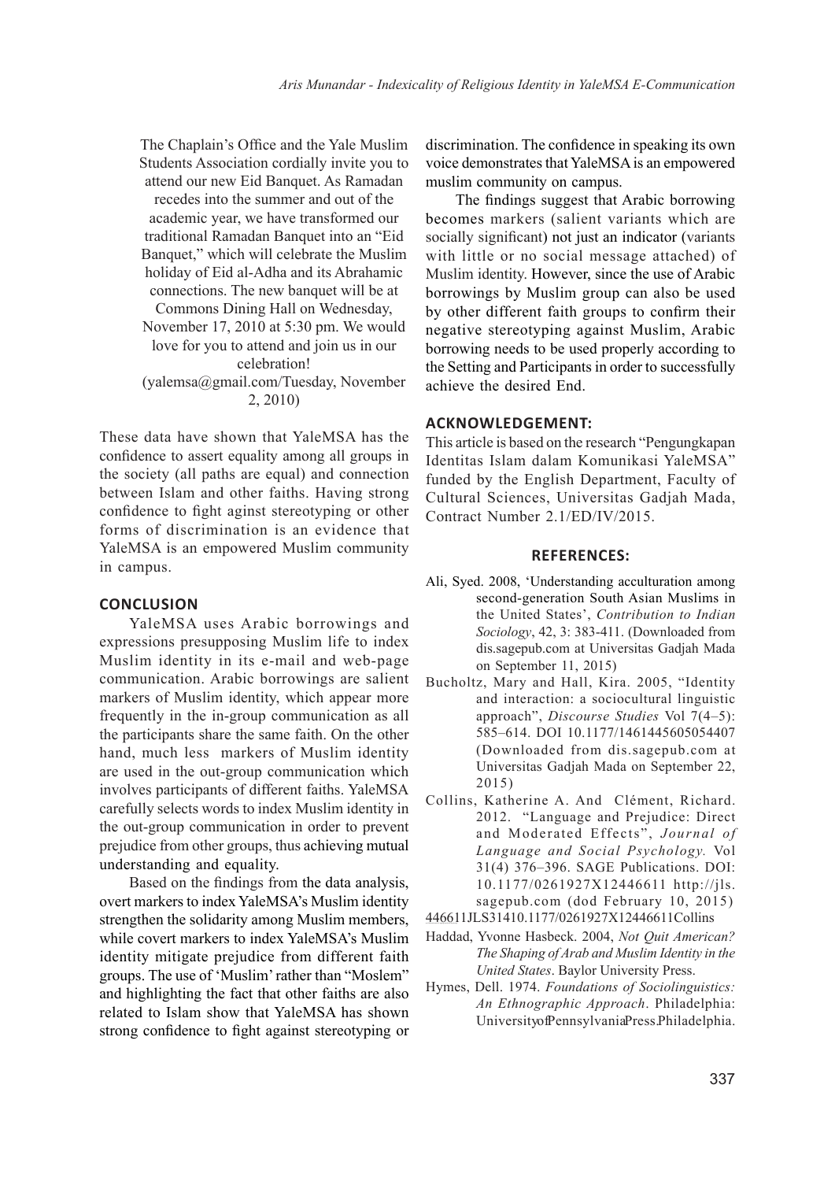> The Chaplain's Office and the Yale Muslim Students Association cordially invite you to attend our new Eid Banquet. As Ramadan recedes into the summer and out of the academic year, we have transformed our traditional Ramadan Banquet into an "Eid Banquet," which will celebrate the Muslim holiday of Eid al-Adha and its Abrahamic connections. The new banquet will be at Commons Dining Hall on Wednesday, November 17, 2010 at 5:30 pm. We would love for you to attend and join us in our celebration!
> (yalemsa@gmail.com/Tuesday, November 2, 2010)

These data have shown that YaleMSA has the confidence to assert equality among all groups in the society (all paths are equal) and connection between Islam and other faiths. Having strong confidence to fight aginst stereotyping or other forms of discrimination is an evidence that YaleMSA is an empowered Muslim community in campus.

## CONCLUSION

YaleMSA uses Arabic borrowings and expressions presupposing Muslim life to index Muslim identity in its e-mail and web-page communication. Arabic borrowings are salient markers of Muslim identity, which appear more frequently in the in-group communication as all the participants share the same faith. On the other hand, much less markers of Muslim identity are used in the out-group communication which involves participants of different faiths. YaleMSA carefully selects words to index Muslim identity in the out-group communication in order to prevent prejudice from other groups, thus achieving mutual understanding and equality.

Based on the findings from the data analysis, overt markers to index YaleMSA's Muslim identity strengthen the solidarity among Muslim members, while covert markers to index YaleMSA's Muslim identity mitigate prejudice from different faith groups. The use of 'Muslim' rather than "Moslem" and highlighting the fact that other faiths are also related to Islam show that YaleMSA has shown strong confidence to fight against stereotyping or discrimination. The confidence in speaking its own voice demonstrates that YaleMSA is an empowered muslim community on campus.

The findings suggest that Arabic borrowing becomes markers (salient variants which are socially significant) not just an indicator (variants with little or no social message attached) of Muslim identity. However, since the use of Arabic borrowings by Muslim group can also be used by other different faith groups to confirm their negative stereotyping against Muslim, Arabic borrowing needs to be used properly according to the Setting and Participants in order to successfully achieve the desired End.

## ACKNOWLEDGEMENT:

This article is based on the research "Pengungkapan Identitas Islam dalam Komunikasi YaleMSA" funded by the English Department, Faculty of Cultural Sciences, Universitas Gadjah Mada, Contract Number 2.1/ED/IV/2015.

## REFERENCES:

Ali, Syed. 2008, 'Understanding acculturation among second-generation South Asian Muslims in the United States', *Contribution to Indian Sociology*, 42, 3: 383-411. (Downloaded from dis.sagepub.com at Universitas Gadjah Mada on September 11, 2015)

Bucholtz, Mary and Hall, Kira. 2005, "Identity and interaction: a sociocultural linguistic approach", *Discourse Studies* Vol 7(4–5): 585–614. DOI 10.1177/1461445605054407 (Downloaded from dis.sagepub.com at Universitas Gadjah Mada on September 22, 2015)

Collins, Katherine A. And Clément, Richard. 2012. "Language and Prejudice: Direct and Moderated Effects", *Journal of Language and Social Psychology.* Vol 31(4) 376–396. SAGE Publications. DOI: 10.1177/0261927X12446611 http://jls.sagepub.com (dod February 10, 2015) 446611JLS31410.1177/0261927X12446611Collins

Haddad, Yvonne Hasbeck. 2004, *Not Quit American? The Shaping of Arab and Muslim Identity in the United States*. Baylor University Press.

Hymes, Dell. 1974. *Foundations of Sociolinguistics: An Ethnographic Approach*. Philadelphia: UniversityofPennsylvaniaPress.Philadelphia.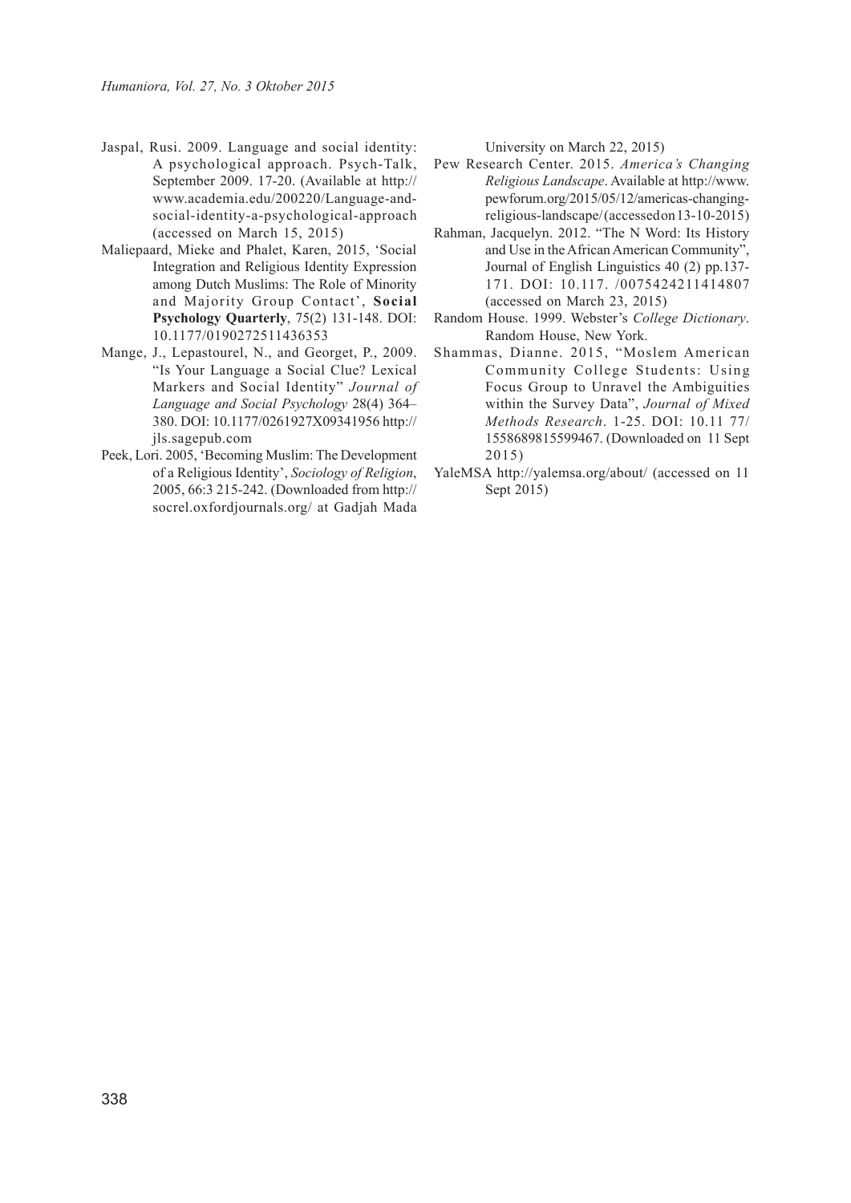Jaspal, Rusi. 2009. Language and social identity: A psychological approach. Psych-Talk, September 2009. 17-20. (Available at http://www.academia.edu/200220/Language-and-social-identity-a-psychological-approach (accessed on March 15, 2015)

Maliepaard, Mieke and Phalet, Karen, 2015, 'Social Integration and Religious Identity Expression among Dutch Muslims: The Role of Minority and Majority Group Contact', **Social Psychology Quarterly**, 75(2) 131-148. DOI: 10.1177/0190272511436353

Mange, J., Lepastourel, N., and Georget, P., 2009. "Is Your Language a Social Clue? Lexical Markers and Social Identity" *Journal of Language and Social Psychology* 28(4) 364–380. DOI: 10.1177/0261927X09341956 http://jls.sagepub.com

Peek, Lori. 2005, 'Becoming Muslim: The Development of a Religious Identity', *Sociology of Religion*, 2005, 66:3 215-242. (Downloaded from http://socrel.oxfordjournals.org/ at Gadjah Mada University on March 22, 2015)

Pew Research Center. 2015. *America's Changing Religious Landscape*. Available at http://www.pewforum.org/2015/05/12/americas-changing-religious-landscape/ (accessed on 13-10-2015)

Rahman, Jacquelyn. 2012. "The N Word: Its History and Use in the African American Community", Journal of English Linguistics 40 (2) pp.137-171. DOI: 10.117. /0075424211414807 (accessed on March 23, 2015)

Random House. 1999. Webster's *College Dictionary*. Random House, New York.

Shammas, Dianne. 2015, "Moslem American Community College Students: Using Focus Group to Unravel the Ambiguities within the Survey Data", *Journal of Mixed Methods Research*. 1-25. DOI: 10.11 77/ 1558689815599467. (Downloaded on 11 Sept 2015)

YaleMSA http://yalemsa.org/about/ (accessed on 11 Sept 2015)